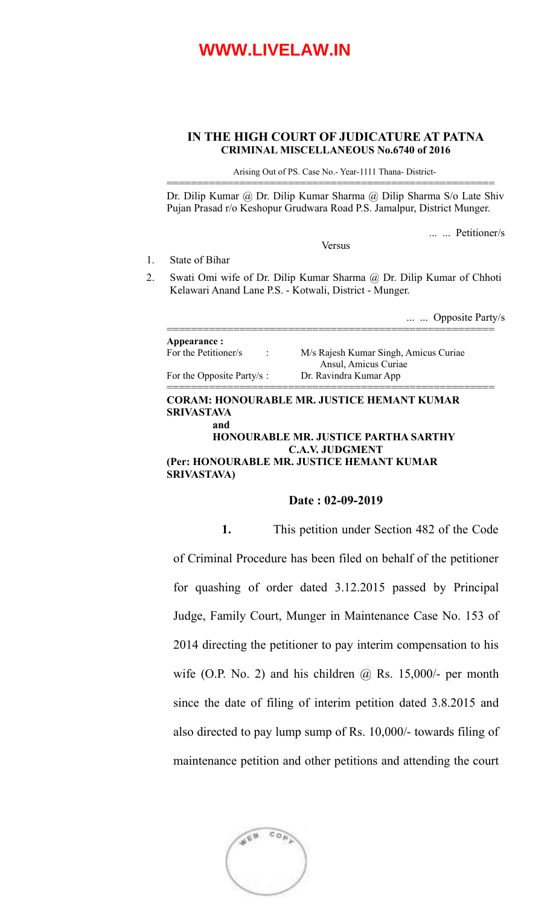# IN THE HIGH COURT OF JUDICATURE AT PATNA
## CRIMINAL MISCELLANEOUS No.6740 of 2016

Arising Out of PS. Case No.- Year-1111 Thana- District-

======================================================

Dr. Dilip Kumar @ Dr. Dilip Kumar Sharma @ Dilip Sharma S/o Late Shiv Pujan Prasad r/o Keshopur Grudwara Road P.S. Jamalpur, District Munger.

... ... Petitioner/s

Versus

1. State of Bihar
2. Swati Omi wife of Dr. Dilip Kumar Sharma @ Dr. Dilip Kumar of Chhoti Kelawari Anand Lane P.S. - Kotwali, District - Munger.

... ... Opposite Party/s

======================================================

**Appearance :**

For the Petitioner/s : M/s Rajesh Kumar Singh, Amicus Curiae
Ansul, Amicus Curiae

For the Opposite Party/s : Dr. Ravindra Kumar App

======================================================

**CORAM: HONOURABLE MR. JUSTICE HEMANT KUMAR SRIVASTAVA**
**and**
**HONOURABLE MR. JUSTICE PARTHA SARTHY**

**C.A.V. JUDGMENT**

**(Per: HONOURABLE MR. JUSTICE HEMANT KUMAR SRIVASTAVA)**

**Date : 02-09-2019**

**1.** This petition under Section 482 of the Code of Criminal Procedure has been filed on behalf of the petitioner for quashing of order dated 3.12.2015 passed by Principal Judge, Family Court, Munger in Maintenance Case No. 153 of 2014 directing the petitioner to pay interim compensation to his wife (O.P. No. 2) and his children @ Rs. 15,000/- per month since the date of filing of interim petition dated 3.8.2015 and also directed to pay lump sump of Rs. 10,000/- towards filing of maintenance petition and other petitions and attending the court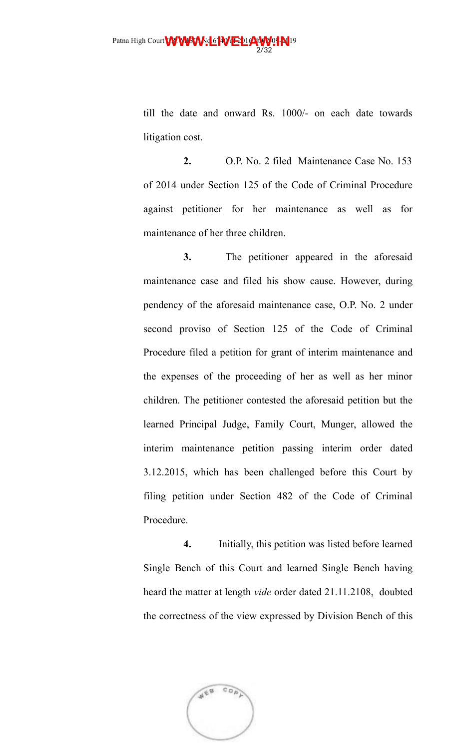till the date and onward Rs. 1000/- on each date towards litigation cost.

**2.** O.P. No. 2 filed Maintenance Case No. 153 of 2014 under Section 125 of the Code of Criminal Procedure against petitioner for her maintenance as well as for maintenance of her three children.

**3.** The petitioner appeared in the aforesaid maintenance case and filed his show cause. However, during pendency of the aforesaid maintenance case, O.P. No. 2 under second proviso of Section 125 of the Code of Criminal Procedure filed a petition for grant of interim maintenance and the expenses of the proceeding of her as well as her minor children. The petitioner contested the aforesaid petition but the learned Principal Judge, Family Court, Munger, allowed the interim maintenance petition passing interim order dated 3.12.2015, which has been challenged before this Court by filing petition under Section 482 of the Code of Criminal Procedure.

**4.** Initially, this petition was listed before learned Single Bench of this Court and learned Single Bench having heard the matter at length *vide* order dated 21.11.2108, doubted the correctness of the view expressed by Division Bench of this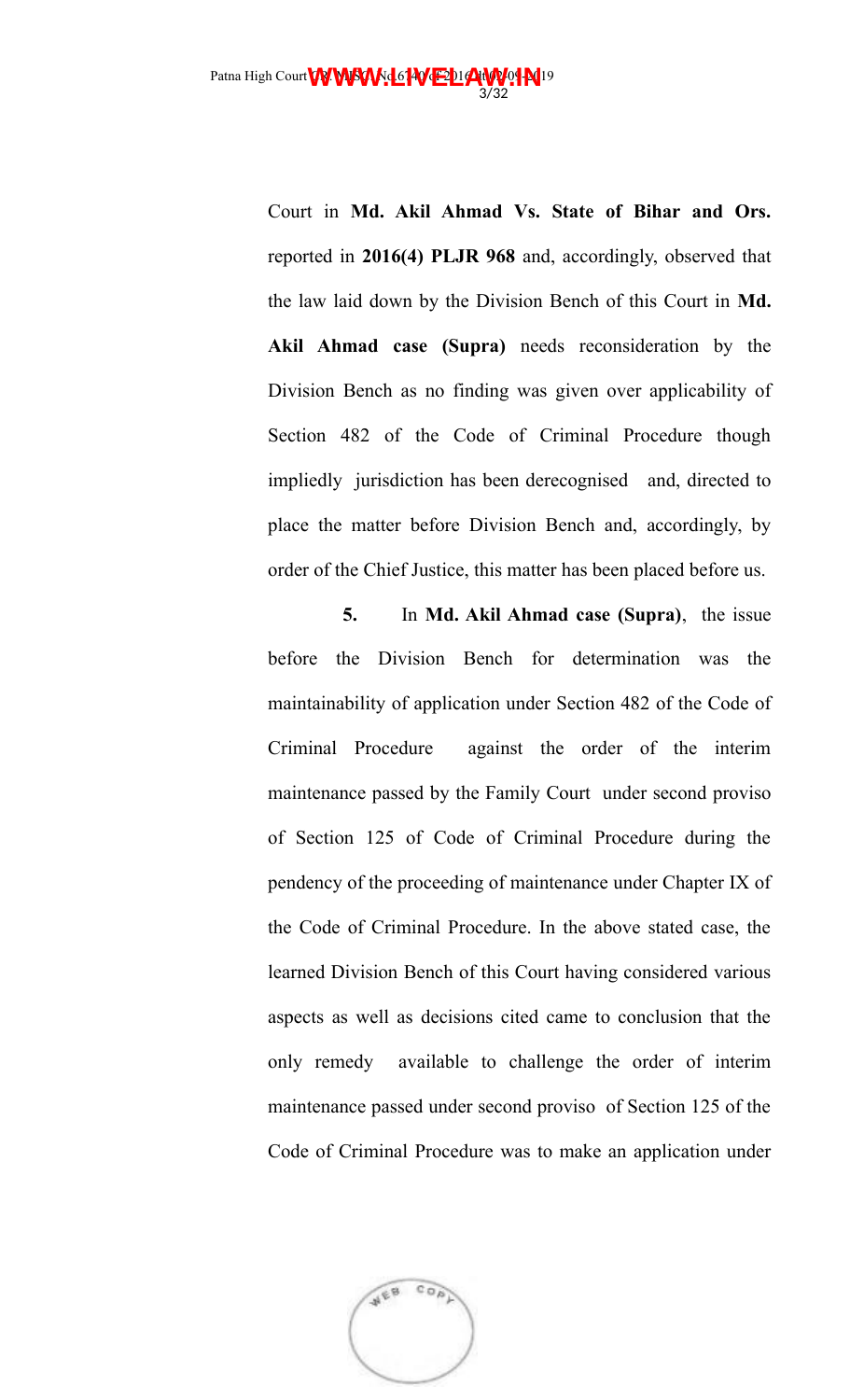Court in **Md. Akil Ahmad Vs. State of Bihar and Ors.** reported in **2016(4) PLJR 968** and, accordingly, observed that the law laid down by the Division Bench of this Court in **Md. Akil Ahmad case (Supra)** needs reconsideration by the Division Bench as no finding was given over applicability of Section 482 of the Code of Criminal Procedure though impliedly jurisdiction has been derecognised and, directed to place the matter before Division Bench and, accordingly, by order of the Chief Justice, this matter has been placed before us.

**5.** In **Md. Akil Ahmad case (Supra)**, the issue before the Division Bench for determination was the maintainability of application under Section 482 of the Code of Criminal Procedure against the order of the interim maintenance passed by the Family Court under second proviso of Section 125 of Code of Criminal Procedure during the pendency of the proceeding of maintenance under Chapter IX of the Code of Criminal Procedure. In the above stated case, the learned Division Bench of this Court having considered various aspects as well as decisions cited came to conclusion that the only remedy available to challenge the order of interim maintenance passed under second proviso of Section 125 of the Code of Criminal Procedure was to make an application under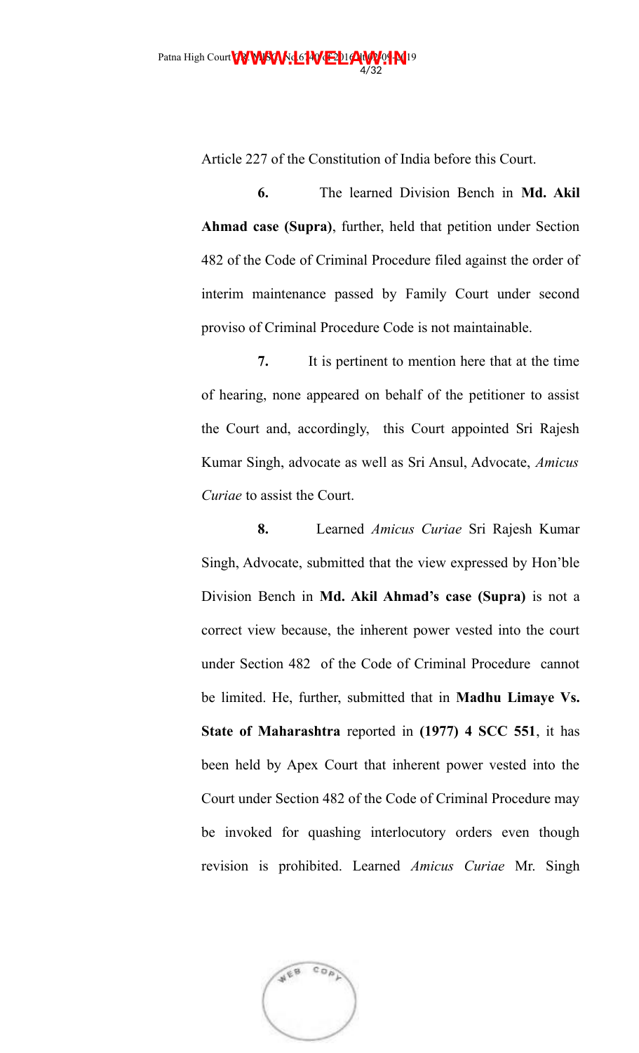Article 227 of the Constitution of India before this Court.

**6.** The learned Division Bench in **Md. Akil Ahmad case (Supra)**, further, held that petition under Section 482 of the Code of Criminal Procedure filed against the order of interim maintenance passed by Family Court under second proviso of Criminal Procedure Code is not maintainable.

**7.** It is pertinent to mention here that at the time of hearing, none appeared on behalf of the petitioner to assist the Court and, accordingly, this Court appointed Sri Rajesh Kumar Singh, advocate as well as Sri Ansul, Advocate, *Amicus Curiae* to assist the Court.

**8.** Learned *Amicus Curiae* Sri Rajesh Kumar Singh, Advocate, submitted that the view expressed by Hon'ble Division Bench in **Md. Akil Ahmad's case (Supra)** is not a correct view because, the inherent power vested into the court under Section 482 of the Code of Criminal Procedure cannot be limited. He, further, submitted that in **Madhu Limaye Vs. State of Maharashtra** reported in **(1977) 4 SCC 551**, it has been held by Apex Court that inherent power vested into the Court under Section 482 of the Code of Criminal Procedure may be invoked for quashing interlocutory orders even though revision is prohibited. Learned *Amicus Curiae* Mr. Singh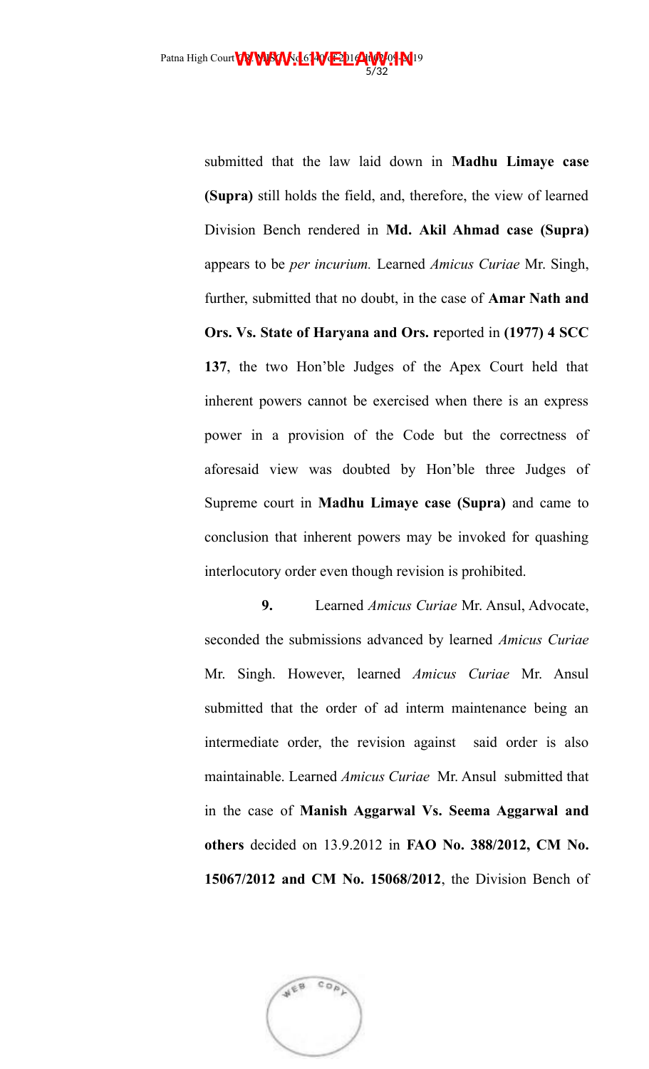submitted that the law laid down in **Madhu Limaye case (Supra)** still holds the field, and, therefore, the view of learned Division Bench rendered in **Md. Akil Ahmad case (Supra)** appears to be *per incurium.* Learned *Amicus Curiae* Mr. Singh, further, submitted that no doubt, in the case of **Amar Nath and Ors. Vs. State of Haryana and Ors. r**eported in **(1977) 4 SCC 137**, the two Hon'ble Judges of the Apex Court held that inherent powers cannot be exercised when there is an express power in a provision of the Code but the correctness of aforesaid view was doubted by Hon'ble three Judges of Supreme court in **Madhu Limaye case (Supra)** and came to conclusion that inherent powers may be invoked for quashing interlocutory order even though revision is prohibited.

**9.** Learned *Amicus Curiae* Mr. Ansul, Advocate, seconded the submissions advanced by learned *Amicus Curiae* Mr. Singh. However, learned *Amicus Curiae* Mr. Ansul submitted that the order of ad interm maintenance being an intermediate order, the revision against said order is also maintainable. Learned *Amicus Curiae* Mr. Ansul submitted that in the case of **Manish Aggarwal Vs. Seema Aggarwal and others** decided on 13.9.2012 in **FAO No. 388/2012, CM No. 15067/2012 and CM No. 15068/2012**, the Division Bench of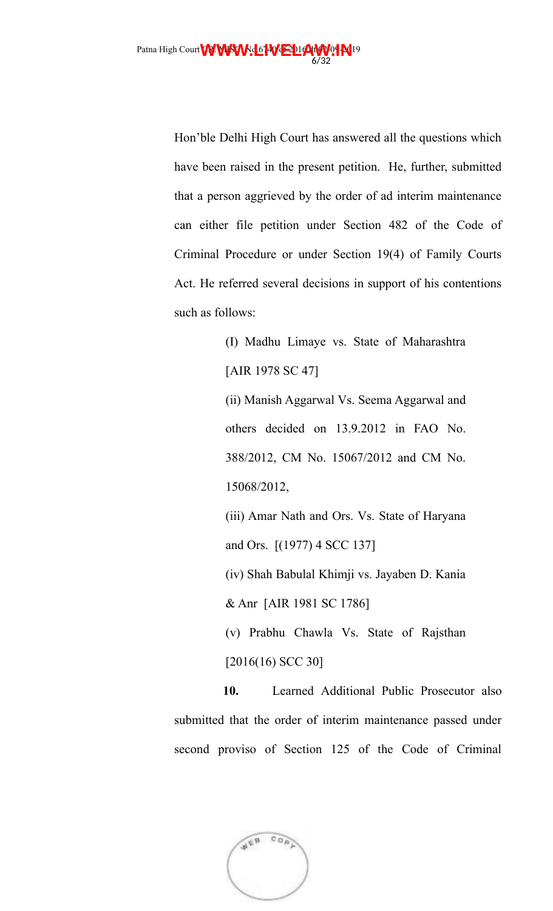Hon'ble Delhi High Court has answered all the questions which have been raised in the present petition. He, further, submitted that a person aggrieved by the order of ad interim maintenance can either file petition under Section 482 of the Code of Criminal Procedure or under Section 19(4) of Family Courts Act. He referred several decisions in support of his contentions such as follows:

> (I) Madhu Limaye vs. State of Maharashtra [AIR 1978 SC 47]
>
> (ii) Manish Aggarwal Vs. Seema Aggarwal and others decided on 13.9.2012 in FAO No. 388/2012, CM No. 15067/2012 and CM No. 15068/2012,
>
> (iii) Amar Nath and Ors. Vs. State of Haryana and Ors. [(1977) 4 SCC 137]
>
> (iv) Shah Babulal Khimji vs. Jayaben D. Kania & Anr [AIR 1981 SC 1786]
>
> (v) Prabhu Chawla Vs. State of Rajsthan [2016(16) SCC 30]

**10.** Learned Additional Public Prosecutor also submitted that the order of interim maintenance passed under second proviso of Section 125 of the Code of Criminal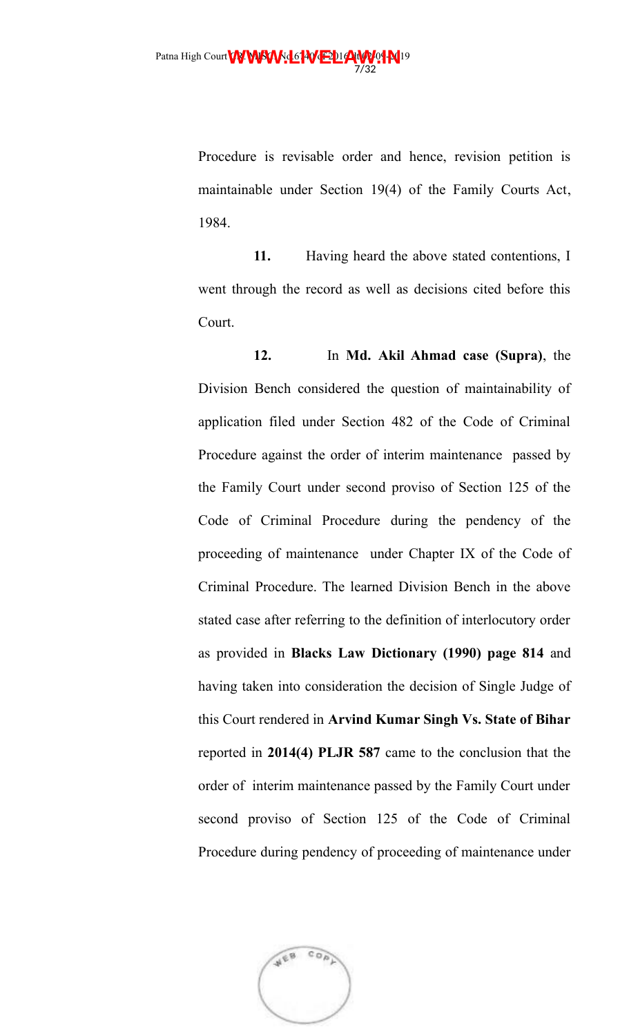Procedure is revisable order and hence, revision petition is maintainable under Section 19(4) of the Family Courts Act, 1984.

**11.** Having heard the above stated contentions, I went through the record as well as decisions cited before this Court.

**12.** In **Md. Akil Ahmad case (Supra)**, the Division Bench considered the question of maintainability of application filed under Section 482 of the Code of Criminal Procedure against the order of interim maintenance passed by the Family Court under second proviso of Section 125 of the Code of Criminal Procedure during the pendency of the proceeding of maintenance under Chapter IX of the Code of Criminal Procedure. The learned Division Bench in the above stated case after referring to the definition of interlocutory order as provided in **Blacks Law Dictionary (1990) page 814** and having taken into consideration the decision of Single Judge of this Court rendered in **Arvind Kumar Singh Vs. State of Bihar** reported in **2014(4) PLJR 587** came to the conclusion that the order of interim maintenance passed by the Family Court under second proviso of Section 125 of the Code of Criminal Procedure during pendency of proceeding of maintenance under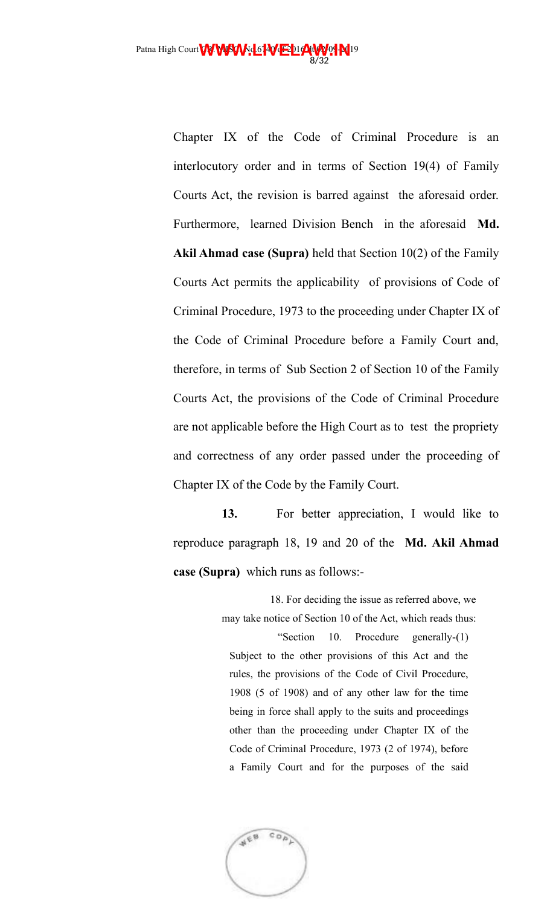Chapter IX of the Code of Criminal Procedure is an interlocutory order and in terms of Section 19(4) of Family Courts Act, the revision is barred against the aforesaid order. Furthermore, learned Division Bench in the aforesaid **Md. Akil Ahmad case (Supra)** held that Section 10(2) of the Family Courts Act permits the applicability of provisions of Code of Criminal Procedure, 1973 to the proceeding under Chapter IX of the Code of Criminal Procedure before a Family Court and, therefore, in terms of Sub Section 2 of Section 10 of the Family Courts Act, the provisions of the Code of Criminal Procedure are not applicable before the High Court as to test the propriety and correctness of any order passed under the proceeding of Chapter IX of the Code by the Family Court.

**13.** For better appreciation, I would like to reproduce paragraph 18, 19 and 20 of the **Md. Akil Ahmad case (Supra)** which runs as follows:-

> 18. For deciding the issue as referred above, we may take notice of Section 10 of the Act, which reads thus:
>
> "Section 10. Procedure generally-(1) Subject to the other provisions of this Act and the rules, the provisions of the Code of Civil Procedure, 1908 (5 of 1908) and of any other law for the time being in force shall apply to the suits and proceedings other than the proceeding under Chapter IX of the Code of Criminal Procedure, 1973 (2 of 1974), before a Family Court and for the purposes of the said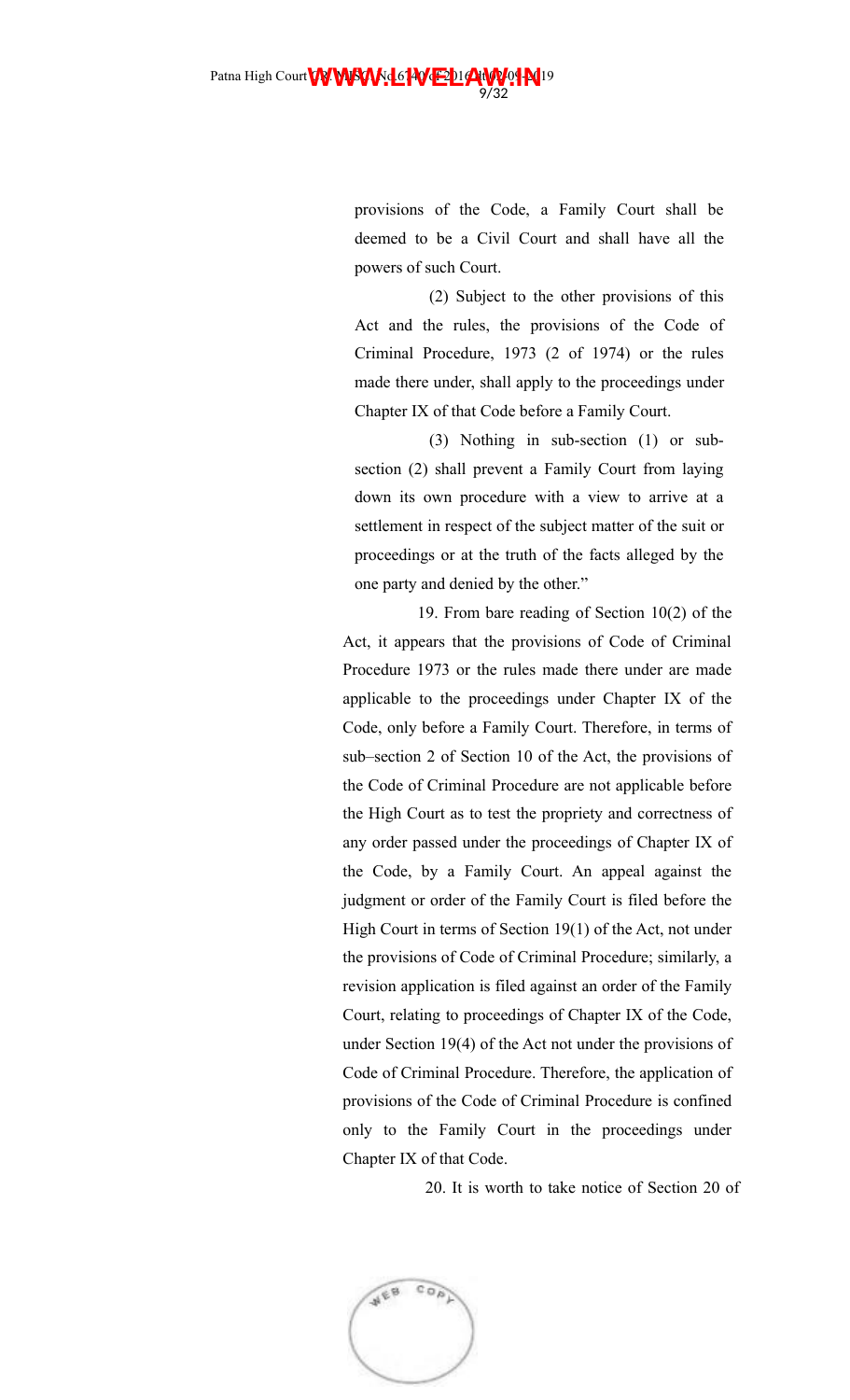provisions of the Code, a Family Court shall be deemed to be a Civil Court and shall have all the powers of such Court.

(2) Subject to the other provisions of this Act and the rules, the provisions of the Code of Criminal Procedure, 1973 (2 of 1974) or the rules made there under, shall apply to the proceedings under Chapter IX of that Code before a Family Court.

(3) Nothing in sub-section (1) or sub-section (2) shall prevent a Family Court from laying down its own procedure with a view to arrive at a settlement in respect of the subject matter of the suit or proceedings or at the truth of the facts alleged by the one party and denied by the other."

19. From bare reading of Section 10(2) of the Act, it appears that the provisions of Code of Criminal Procedure 1973 or the rules made there under are made applicable to the proceedings under Chapter IX of the Code, only before a Family Court. Therefore, in terms of sub–section 2 of Section 10 of the Act, the provisions of the Code of Criminal Procedure are not applicable before the High Court as to test the propriety and correctness of any order passed under the proceedings of Chapter IX of the Code, by a Family Court. An appeal against the judgment or order of the Family Court is filed before the High Court in terms of Section 19(1) of the Act, not under the provisions of Code of Criminal Procedure; similarly, a revision application is filed against an order of the Family Court, relating to proceedings of Chapter IX of the Code, under Section 19(4) of the Act not under the provisions of Code of Criminal Procedure. Therefore, the application of provisions of the Code of Criminal Procedure is confined only to the Family Court in the proceedings under Chapter IX of that Code.

20. It is worth to take notice of Section 20 of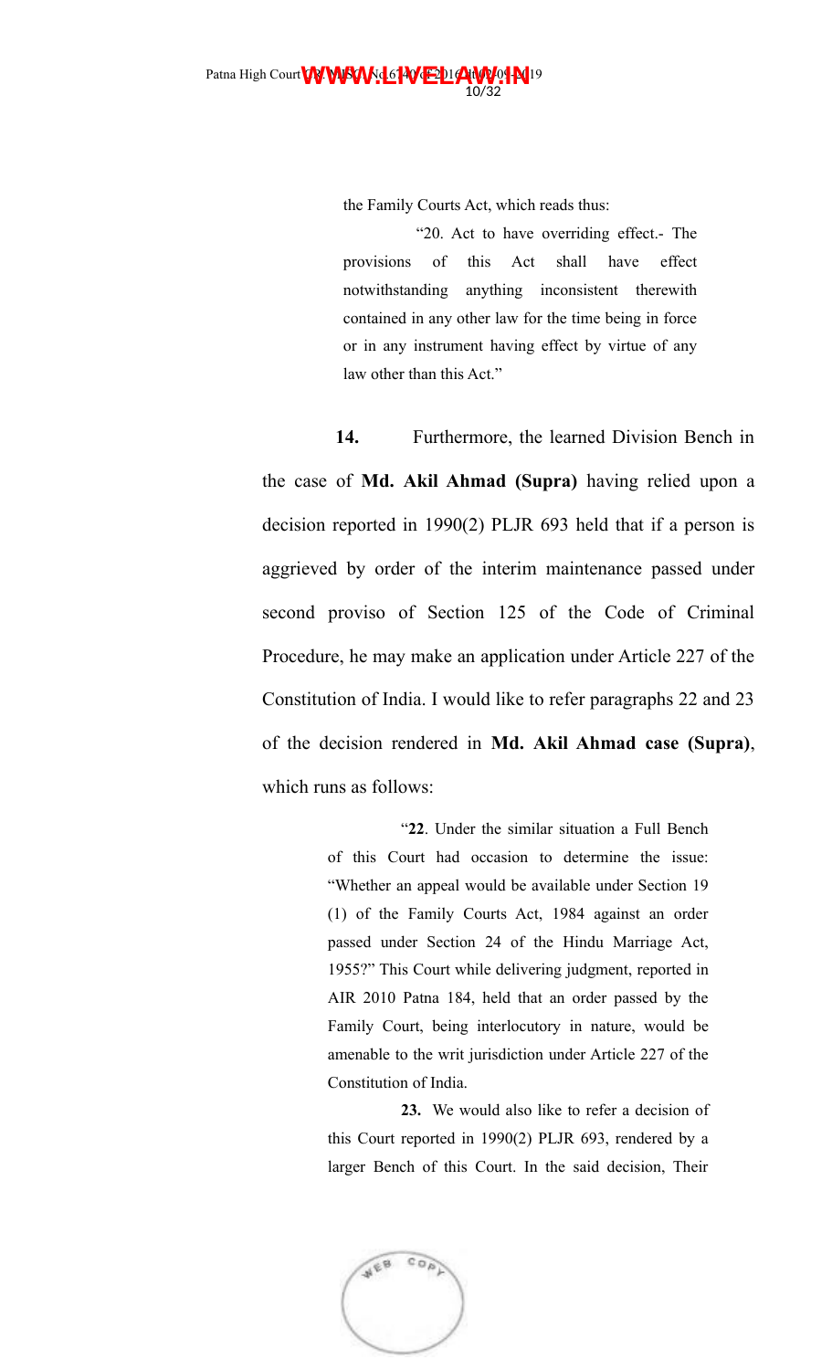the Family Courts Act, which reads thus:

> "20. Act to have overriding effect.- The provisions of this Act shall have effect notwithstanding anything inconsistent therewith contained in any other law for the time being in force or in any instrument having effect by virtue of any law other than this Act."

**14.** Furthermore, the learned Division Bench in the case of **Md. Akil Ahmad (Supra)** having relied upon a decision reported in 1990(2) PLJR 693 held that if a person is aggrieved by order of the interim maintenance passed under second proviso of Section 125 of the Code of Criminal Procedure, he may make an application under Article 227 of the Constitution of India. I would like to refer paragraphs 22 and 23 of the decision rendered in **Md. Akil Ahmad case (Supra)**, which runs as follows:

> "**22**. Under the similar situation a Full Bench of this Court had occasion to determine the issue: "Whether an appeal would be available under Section 19 (1) of the Family Courts Act, 1984 against an order passed under Section 24 of the Hindu Marriage Act, 1955?" This Court while delivering judgment, reported in AIR 2010 Patna 184, held that an order passed by the Family Court, being interlocutory in nature, would be amenable to the writ jurisdiction under Article 227 of the Constitution of India.
>
> **23.** We would also like to refer a decision of this Court reported in 1990(2) PLJR 693, rendered by a larger Bench of this Court. In the said decision, Their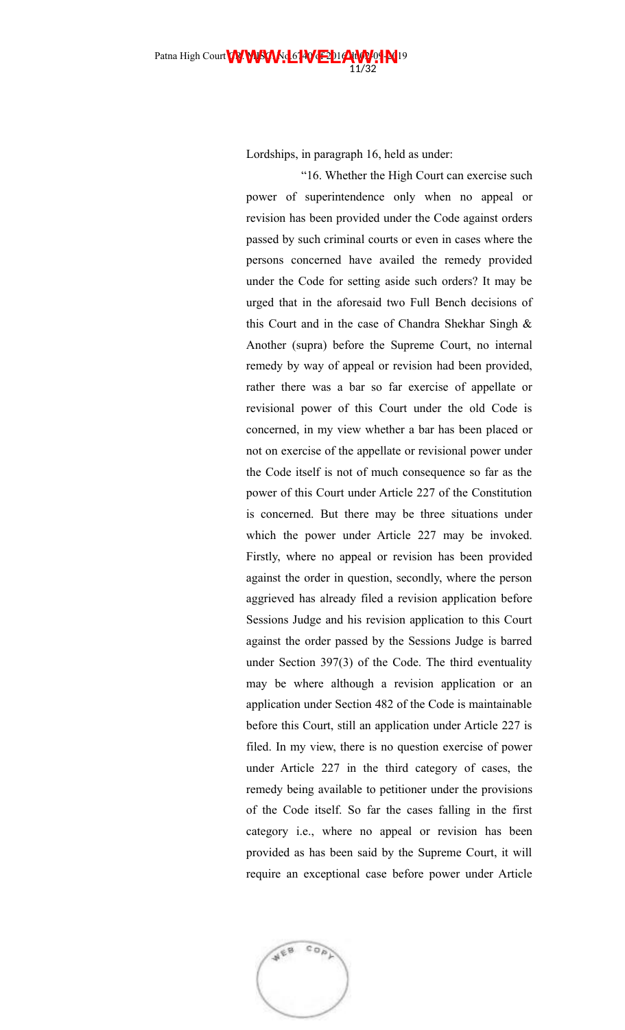Lordships, in paragraph 16, held as under:

"16. Whether the High Court can exercise such power of superintendence only when no appeal or revision has been provided under the Code against orders passed by such criminal courts or even in cases where the persons concerned have availed the remedy provided under the Code for setting aside such orders? It may be urged that in the aforesaid two Full Bench decisions of this Court and in the case of Chandra Shekhar Singh & Another (supra) before the Supreme Court, no internal remedy by way of appeal or revision had been provided, rather there was a bar so far exercise of appellate or revisional power of this Court under the old Code is concerned, in my view whether a bar has been placed or not on exercise of the appellate or revisional power under the Code itself is not of much consequence so far as the power of this Court under Article 227 of the Constitution is concerned. But there may be three situations under which the power under Article 227 may be invoked. Firstly, where no appeal or revision has been provided against the order in question, secondly, where the person aggrieved has already filed a revision application before Sessions Judge and his revision application to this Court against the order passed by the Sessions Judge is barred under Section 397(3) of the Code. The third eventuality may be where although a revision application or an application under Section 482 of the Code is maintainable before this Court, still an application under Article 227 is filed. In my view, there is no question exercise of power under Article 227 in the third category of cases, the remedy being available to petitioner under the provisions of the Code itself. So far the cases falling in the first category i.e., where no appeal or revision has been provided as has been said by the Supreme Court, it will require an exceptional case before power under Article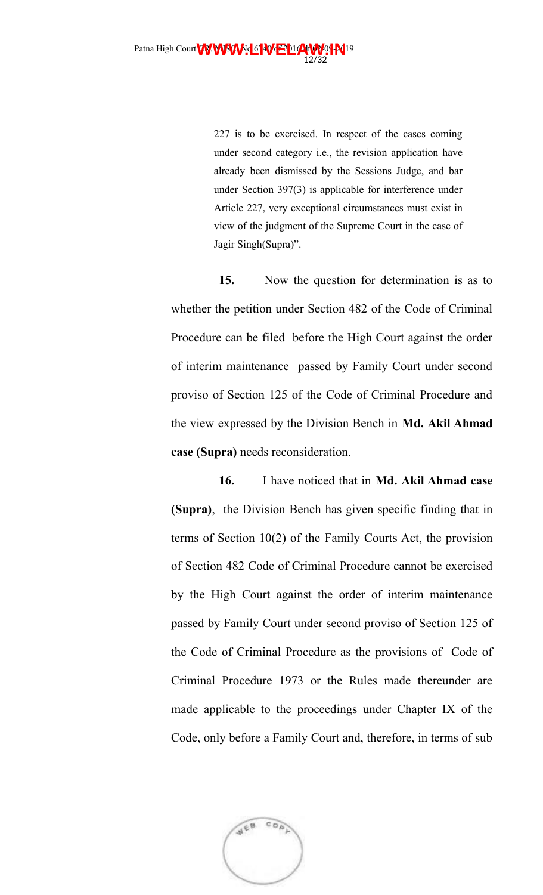> 227 is to be exercised. In respect of the cases coming under second category i.e., the revision application have already been dismissed by the Sessions Judge, and bar under Section 397(3) is applicable for interference under Article 227, very exceptional circumstances must exist in view of the judgment of the Supreme Court in the case of Jagir Singh(Supra)".

**15.** Now the question for determination is as to whether the petition under Section 482 of the Code of Criminal Procedure can be filed before the High Court against the order of interim maintenance passed by Family Court under second proviso of Section 125 of the Code of Criminal Procedure and the view expressed by the Division Bench in **Md. Akil Ahmad case (Supra)** needs reconsideration.

**16.** I have noticed that in **Md. Akil Ahmad case (Supra)**, the Division Bench has given specific finding that in terms of Section 10(2) of the Family Courts Act, the provision of Section 482 Code of Criminal Procedure cannot be exercised by the High Court against the order of interim maintenance passed by Family Court under second proviso of Section 125 of the Code of Criminal Procedure as the provisions of Code of Criminal Procedure 1973 or the Rules made thereunder are made applicable to the proceedings under Chapter IX of the Code, only before a Family Court and, therefore, in terms of sub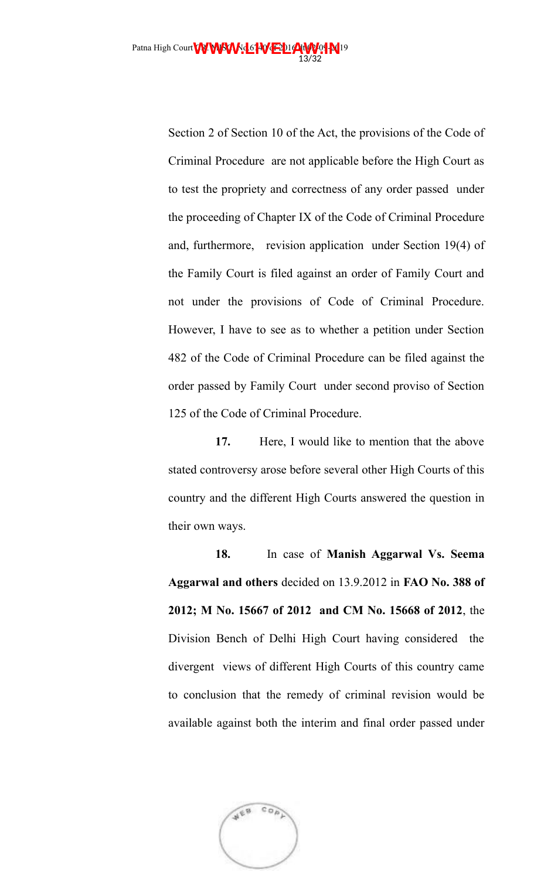Section 2 of Section 10 of the Act, the provisions of the Code of Criminal Procedure are not applicable before the High Court as to test the propriety and correctness of any order passed under the proceeding of Chapter IX of the Code of Criminal Procedure and, furthermore, revision application under Section 19(4) of the Family Court is filed against an order of Family Court and not under the provisions of Code of Criminal Procedure. However, I have to see as to whether a petition under Section 482 of the Code of Criminal Procedure can be filed against the order passed by Family Court under second proviso of Section 125 of the Code of Criminal Procedure.

**17.** Here, I would like to mention that the above stated controversy arose before several other High Courts of this country and the different High Courts answered the question in their own ways.

**18.** In case of **Manish Aggarwal Vs. Seema Aggarwal and others** decided on 13.9.2012 in **FAO No. 388 of 2012; M No. 15667 of 2012 and CM No. 15668 of 2012**, the Division Bench of Delhi High Court having considered the divergent views of different High Courts of this country came to conclusion that the remedy of criminal revision would be available against both the interim and final order passed under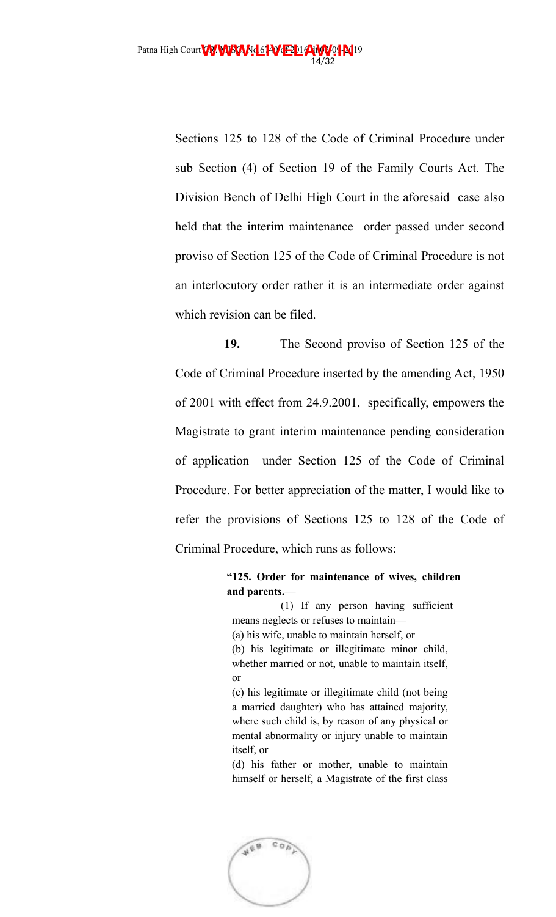Sections 125 to 128 of the Code of Criminal Procedure under sub Section (4) of Section 19 of the Family Courts Act. The Division Bench of Delhi High Court in the aforesaid case also held that the interim maintenance order passed under second proviso of Section 125 of the Code of Criminal Procedure is not an interlocutory order rather it is an intermediate order against which revision can be filed.

**19.** The Second proviso of Section 125 of the Code of Criminal Procedure inserted by the amending Act, 1950 of 2001 with effect from 24.9.2001, specifically, empowers the Magistrate to grant interim maintenance pending consideration of application under Section 125 of the Code of Criminal Procedure. For better appreciation of the matter, I would like to refer the provisions of Sections 125 to 128 of the Code of Criminal Procedure, which runs as follows:

> **"125. Order for maintenance of wives, children and parents.**—
>
> (1) If any person having sufficient means neglects or refuses to maintain—
>
> (a) his wife, unable to maintain herself, or
>
> (b) his legitimate or illegitimate minor child, whether married or not, unable to maintain itself, or
>
> (c) his legitimate or illegitimate child (not being a married daughter) who has attained majority, where such child is, by reason of any physical or mental abnormality or injury unable to maintain itself, or
>
> (d) his father or mother, unable to maintain himself or herself, a Magistrate of the first class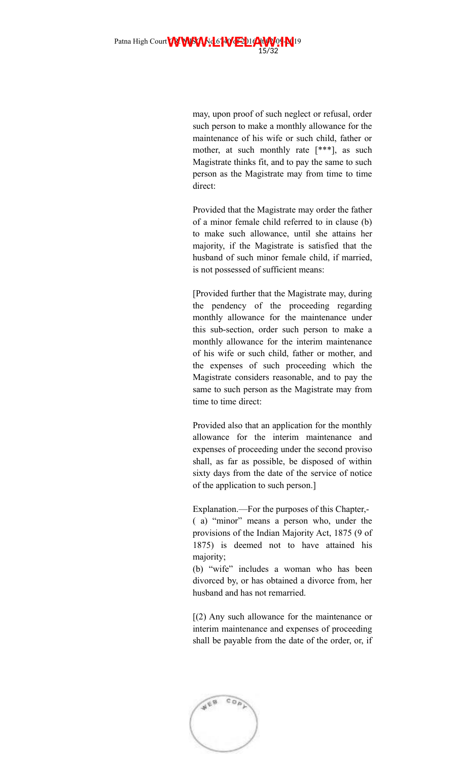may, upon proof of such neglect or refusal, order such person to make a monthly allowance for the maintenance of his wife or such child, father or mother, at such monthly rate [***], as such Magistrate thinks fit, and to pay the same to such person as the Magistrate may from time to time direct:

Provided that the Magistrate may order the father of a minor female child referred to in clause (b) to make such allowance, until she attains her majority, if the Magistrate is satisfied that the husband of such minor female child, if married, is not possessed of sufficient means:

[Provided further that the Magistrate may, during the pendency of the proceeding regarding monthly allowance for the maintenance under this sub-section, order such person to make a monthly allowance for the interim maintenance of his wife or such child, father or mother, and the expenses of such proceeding which the Magistrate considers reasonable, and to pay the same to such person as the Magistrate may from time to time direct:

Provided also that an application for the monthly allowance for the interim maintenance and expenses of proceeding under the second proviso shall, as far as possible, be disposed of within sixty days from the date of the service of notice of the application to such person.]

Explanation.—For the purposes of this Chapter,-
( a) "minor" means a person who, under the provisions of the Indian Majority Act, 1875 (9 of 1875) is deemed not to have attained his majority;
(b) "wife" includes a woman who has been divorced by, or has obtained a divorce from, her husband and has not remarried.

[(2) Any such allowance for the maintenance or interim maintenance and expenses of proceeding shall be payable from the date of the order, or, if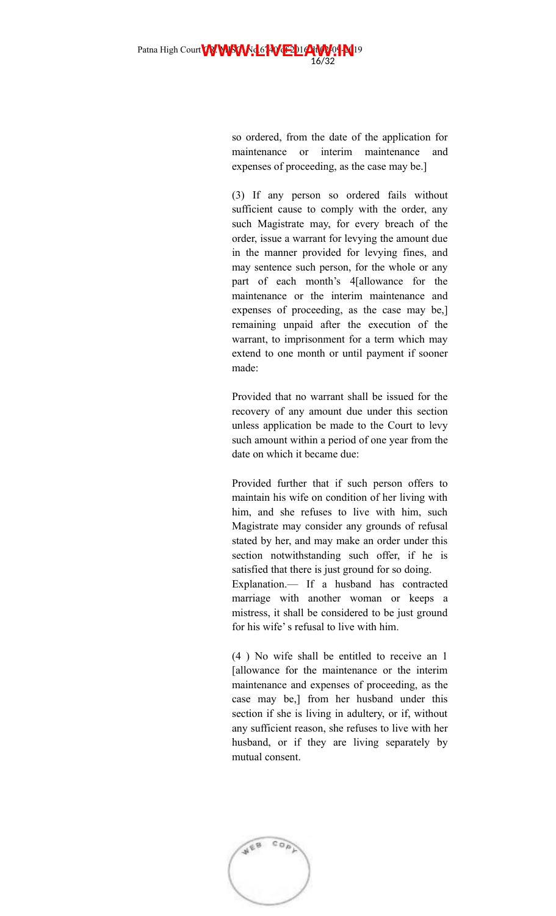so ordered, from the date of the application for maintenance or interim maintenance and expenses of proceeding, as the case may be.]

(3) If any person so ordered fails without sufficient cause to comply with the order, any such Magistrate may, for every breach of the order, issue a warrant for levying the amount due in the manner provided for levying fines, and may sentence such person, for the whole or any part of each month's 4[allowance for the maintenance or the interim maintenance and expenses of proceeding, as the case may be,] remaining unpaid after the execution of the warrant, to imprisonment for a term which may extend to one month or until payment if sooner made:

Provided that no warrant shall be issued for the recovery of any amount due under this section unless application be made to the Court to levy such amount within a period of one year from the date on which it became due:

Provided further that if such person offers to maintain his wife on condition of her living with him, and she refuses to live with him, such Magistrate may consider any grounds of refusal stated by her, and may make an order under this section notwithstanding such offer, if he is satisfied that there is just ground for so doing.
Explanation.— If a husband has contracted marriage with another woman or keeps a mistress, it shall be considered to be just ground for his wife's refusal to live with him.

(4 ) No wife shall be entitled to receive an 1 [allowance for the maintenance or the interim maintenance and expenses of proceeding, as the case may be,] from her husband under this section if she is living in adultery, or if, without any sufficient reason, she refuses to live with her husband, or if they are living separately by mutual consent.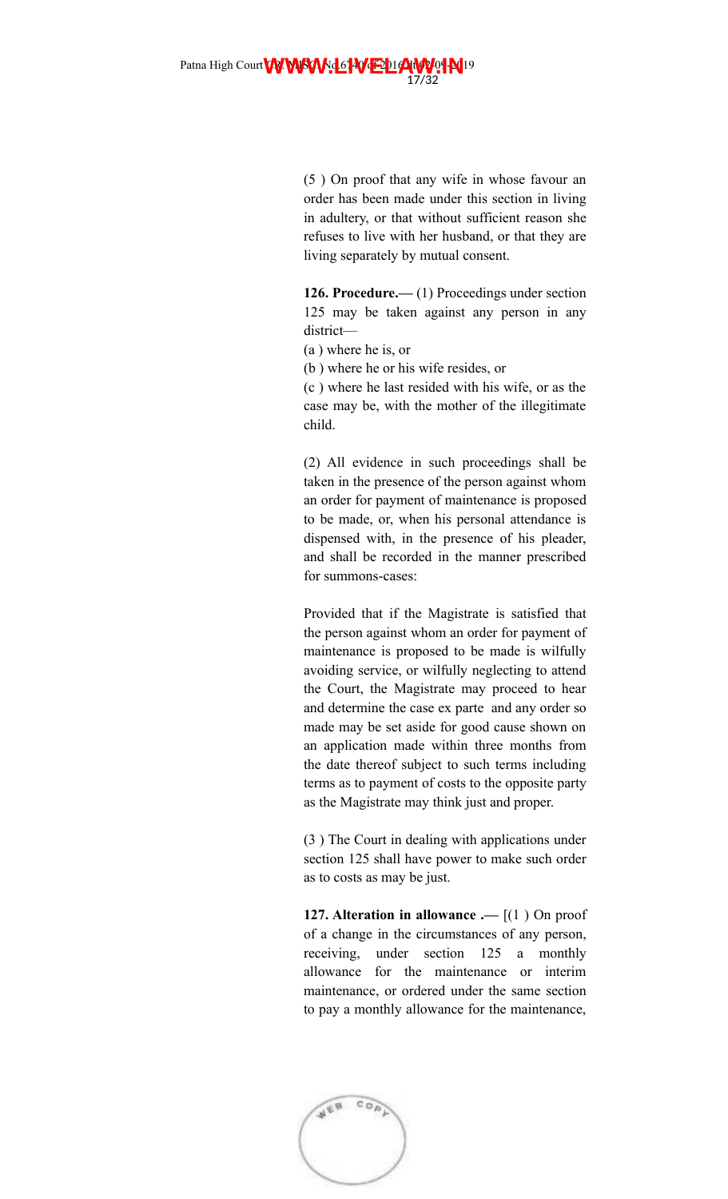(5 ) On proof that any wife in whose favour an order has been made under this section in living in adultery, or that without sufficient reason she refuses to live with her husband, or that they are living separately by mutual consent.

**126. Procedure.—** (1) Proceedings under section 125 may be taken against any person in any district—

(a ) where he is, or

(b ) where he or his wife resides, or

(c ) where he last resided with his wife, or as the case may be, with the mother of the illegitimate child.

(2) All evidence in such proceedings shall be taken in the presence of the person against whom an order for payment of maintenance is proposed to be made, or, when his personal attendance is dispensed with, in the presence of his pleader, and shall be recorded in the manner prescribed for summons-cases:

Provided that if the Magistrate is satisfied that the person against whom an order for payment of maintenance is proposed to be made is wilfully avoiding service, or wilfully neglecting to attend the Court, the Magistrate may proceed to hear and determine the case ex parte and any order so made may be set aside for good cause shown on an application made within three months from the date thereof subject to such terms including terms as to payment of costs to the opposite party as the Magistrate may think just and proper.

(3 ) The Court in dealing with applications under section 125 shall have power to make such order as to costs as may be just.

**127. Alteration in allowance .—** [(1 ) On proof of a change in the circumstances of any person, receiving, under section 125 a monthly allowance for the maintenance or interim maintenance, or ordered under the same section to pay a monthly allowance for the maintenance,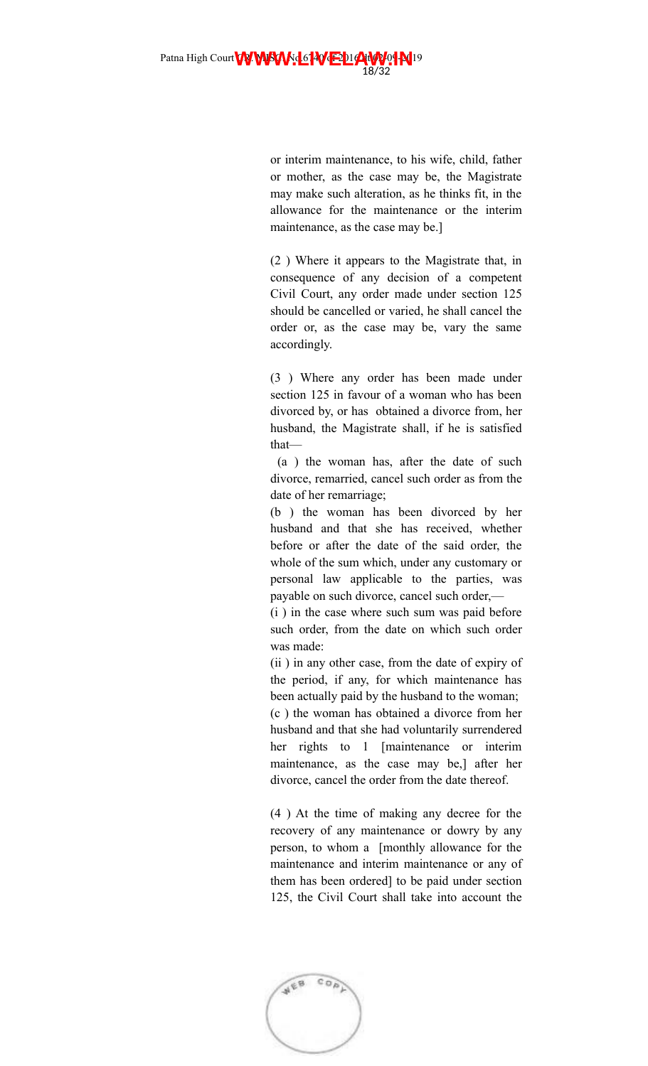or interim maintenance, to his wife, child, father or mother, as the case may be, the Magistrate may make such alteration, as he thinks fit, in the allowance for the maintenance or the interim maintenance, as the case may be.]

(2 ) Where it appears to the Magistrate that, in consequence of any decision of a competent Civil Court, any order made under section 125 should be cancelled or varied, he shall cancel the order or, as the case may be, vary the same accordingly.

(3 ) Where any order has been made under section 125 in favour of a woman who has been divorced by, or has obtained a divorce from, her husband, the Magistrate shall, if he is satisfied that—

(a ) the woman has, after the date of such divorce, remarried, cancel such order as from the date of her remarriage;

(b ) the woman has been divorced by her husband and that she has received, whether before or after the date of the said order, the whole of the sum which, under any customary or personal law applicable to the parties, was payable on such divorce, cancel such order,—

(i ) in the case where such sum was paid before such order, from the date on which such order was made:

(ii ) in any other case, from the date of expiry of the period, if any, for which maintenance has been actually paid by the husband to the woman;

(c ) the woman has obtained a divorce from her husband and that she had voluntarily surrendered her rights to 1 [maintenance or interim maintenance, as the case may be,] after her divorce, cancel the order from the date thereof.

(4 ) At the time of making any decree for the recovery of any maintenance or dowry by any person, to whom a [monthly allowance for the maintenance and interim maintenance or any of them has been ordered] to be paid under section 125, the Civil Court shall take into account the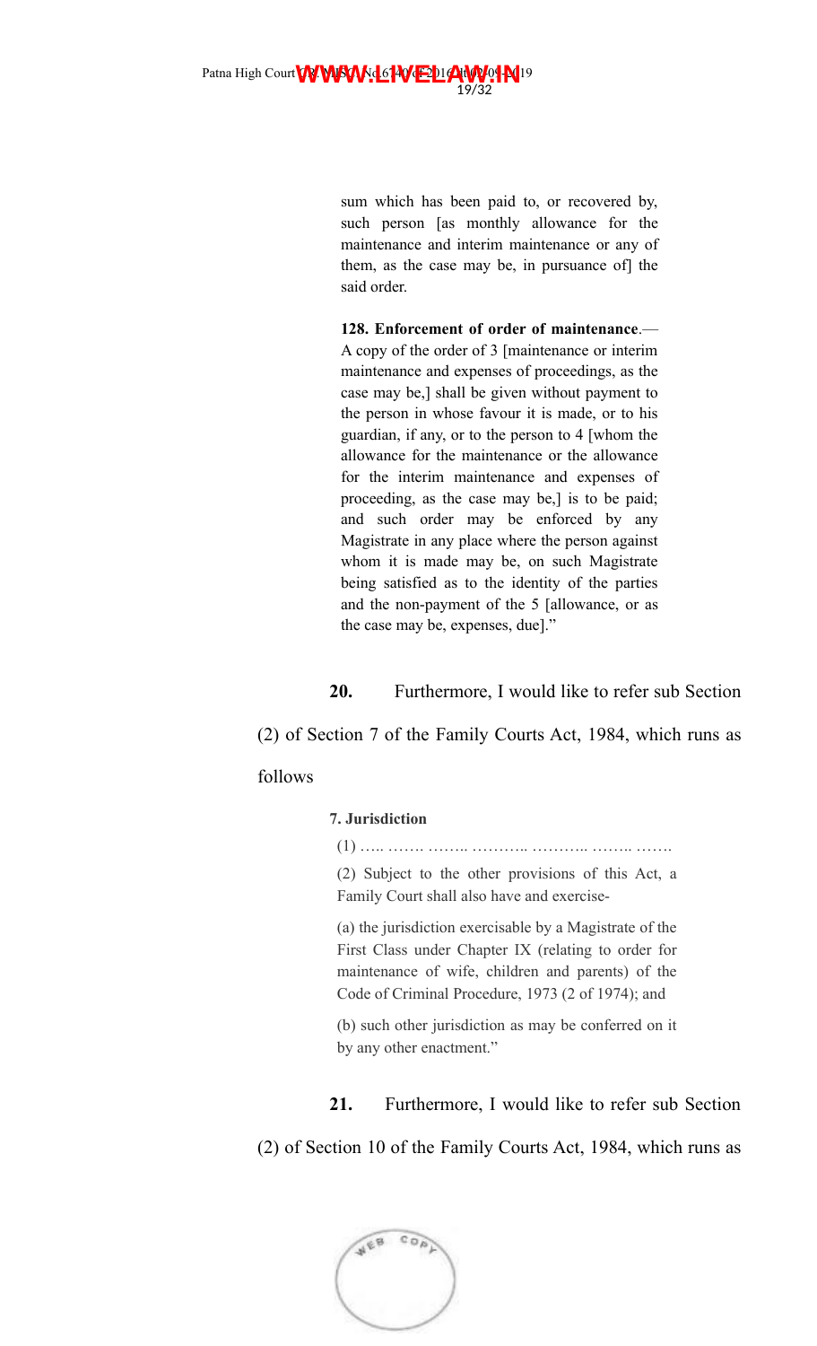sum which has been paid to, or recovered by, such person [as monthly allowance for the maintenance and interim maintenance or any of them, as the case may be, in pursuance of] the said order.

**128. Enforcement of order of maintenance**.— A copy of the order of 3 [maintenance or interim maintenance and expenses of proceedings, as the case may be,] shall be given without payment to the person in whose favour it is made, or to his guardian, if any, or to the person to 4 [whom the allowance for the maintenance or the allowance for the interim maintenance and expenses of proceeding, as the case may be,] is to be paid; and such order may be enforced by any Magistrate in any place where the person against whom it is made may be, on such Magistrate being satisfied as to the identity of the parties and the non-payment of the 5 [allowance, or as the case may be, expenses, due]."

**20.** Furthermore, I would like to refer sub Section (2) of Section 7 of the Family Courts Act, 1984, which runs as follows

**7. Jurisdiction**

(1) ….. ……. …….. ……….. ……….. …….. …….

(2) Subject to the other provisions of this Act, a Family Court shall also have and exercise-

(a) the jurisdiction exercisable by a Magistrate of the First Class under Chapter IX (relating to order for maintenance of wife, children and parents) of the Code of Criminal Procedure, 1973 (2 of 1974); and

(b) such other jurisdiction as may be conferred on it by any other enactment."

**21.** Furthermore, I would like to refer sub Section (2) of Section 10 of the Family Courts Act, 1984, which runs as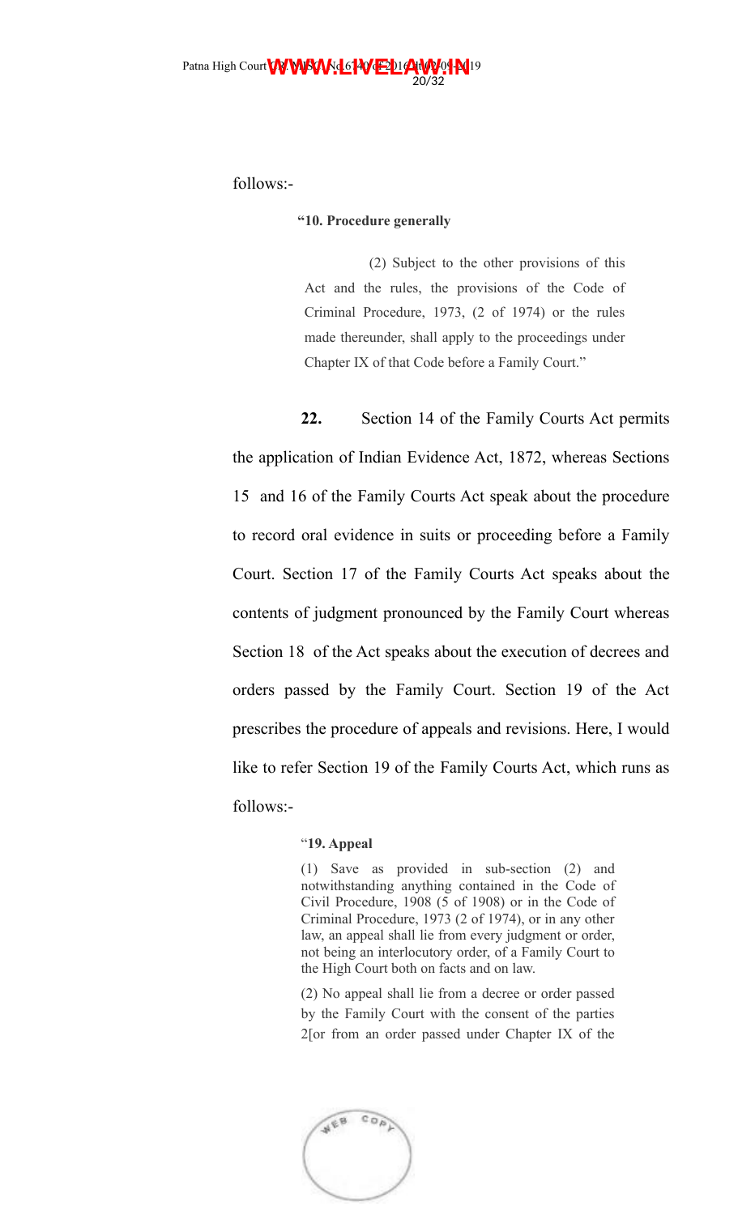follows:-

> **"10. Procedure generally**
>
> (2) Subject to the other provisions of this Act and the rules, the provisions of the Code of Criminal Procedure, 1973, (2 of 1974) or the rules made thereunder, shall apply to the proceedings under Chapter IX of that Code before a Family Court."

**22.** Section 14 of the Family Courts Act permits the application of Indian Evidence Act, 1872, whereas Sections 15 and 16 of the Family Courts Act speak about the procedure to record oral evidence in suits or proceeding before a Family Court. Section 17 of the Family Courts Act speaks about the contents of judgment pronounced by the Family Court whereas Section 18 of the Act speaks about the execution of decrees and orders passed by the Family Court. Section 19 of the Act prescribes the procedure of appeals and revisions. Here, I would like to refer Section 19 of the Family Courts Act, which runs as follows:-

> "**19. Appeal**
>
> (1) Save as provided in sub-section (2) and notwithstanding anything contained in the Code of Civil Procedure, 1908 (5 of 1908) or in the Code of Criminal Procedure, 1973 (2 of 1974), or in any other law, an appeal shall lie from every judgment or order, not being an interlocutory order, of a Family Court to the High Court both on facts and on law.
>
> (2) No appeal shall lie from a decree or order passed by the Family Court with the consent of the parties 2[or from an order passed under Chapter IX of the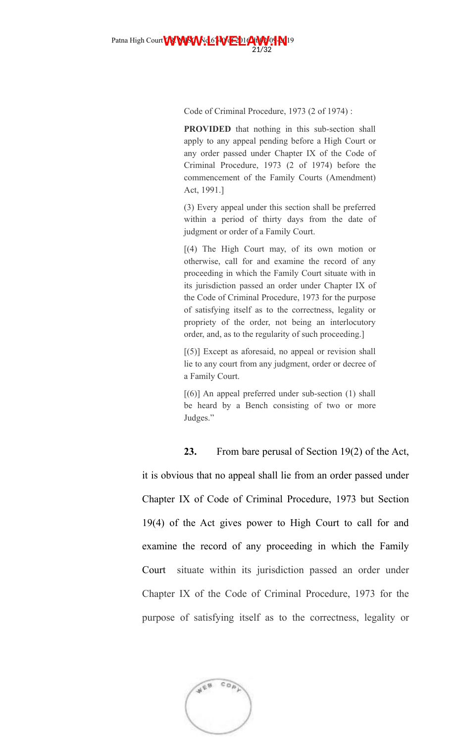Code of Criminal Procedure, 1973 (2 of 1974) :

**PROVIDED** that nothing in this sub-section shall apply to any appeal pending before a High Court or any order passed under Chapter IX of the Code of Criminal Procedure, 1973 (2 of 1974) before the commencement of the Family Courts (Amendment) Act, 1991.]

(3) Every appeal under this section shall be preferred within a period of thirty days from the date of judgment or order of a Family Court.

[(4) The High Court may, of its own motion or otherwise, call for and examine the record of any proceeding in which the Family Court situate with in its jurisdiction passed an order under Chapter IX of the Code of Criminal Procedure, 1973 for the purpose of satisfying itself as to the correctness, legality or propriety of the order, not being an interlocutory order, and, as to the regularity of such proceeding.]

[(5)] Except as aforesaid, no appeal or revision shall lie to any court from any judgment, order or decree of a Family Court.

[(6)] An appeal preferred under sub-section (1) shall be heard by a Bench consisting of two or more Judges."

**23.** From bare perusal of Section 19(2) of the Act, it is obvious that no appeal shall lie from an order passed under Chapter IX of Code of Criminal Procedure, 1973 but Section 19(4) of the Act gives power to High Court to call for and examine the record of any proceeding in which the Family Court situate within its jurisdiction passed an order under Chapter IX of the Code of Criminal Procedure, 1973 for the purpose of satisfying itself as to the correctness, legality or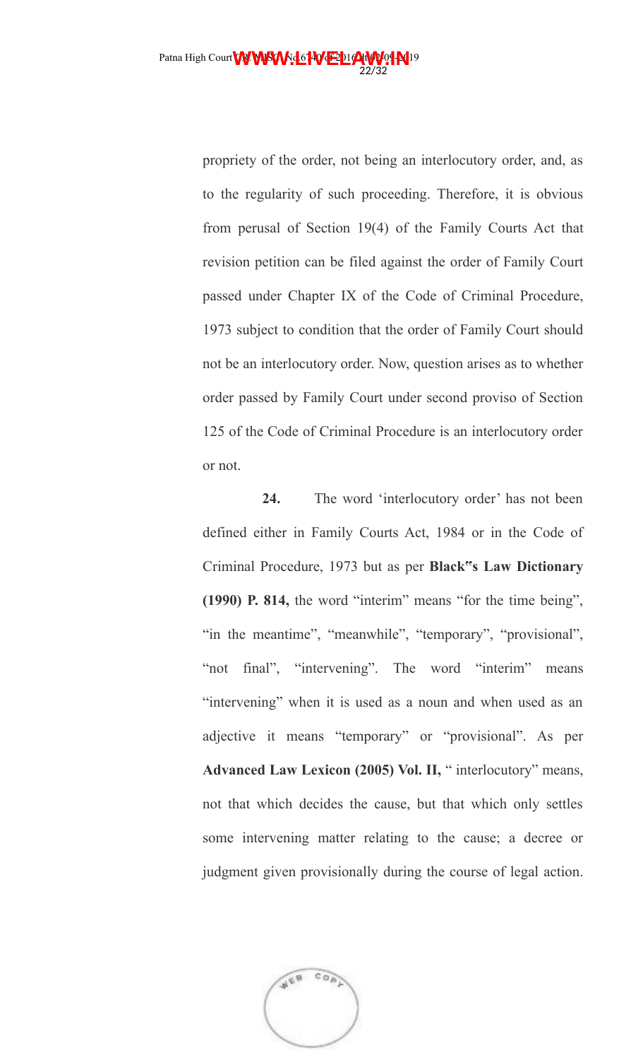propriety of the order, not being an interlocutory order, and, as to the regularity of such proceeding. Therefore, it is obvious from perusal of Section 19(4) of the Family Courts Act that revision petition can be filed against the order of Family Court passed under Chapter IX of the Code of Criminal Procedure, 1973 subject to condition that the order of Family Court should not be an interlocutory order. Now, question arises as to whether order passed by Family Court under second proviso of Section 125 of the Code of Criminal Procedure is an interlocutory order or not.

**24.** The word 'interlocutory order' has not been defined either in Family Courts Act, 1984 or in the Code of Criminal Procedure, 1973 but as per **Black‟s Law Dictionary (1990) P. 814,** the word "interim" means "for the time being", "in the meantime", "meanwhile", "temporary", "provisional", "not final", "intervening". The word "interim" means "intervening" when it is used as a noun and when used as an adjective it means "temporary" or "provisional". As per **Advanced Law Lexicon (2005) Vol. II,** " interlocutory" means, not that which decides the cause, but that which only settles some intervening matter relating to the cause; a decree or judgment given provisionally during the course of legal action.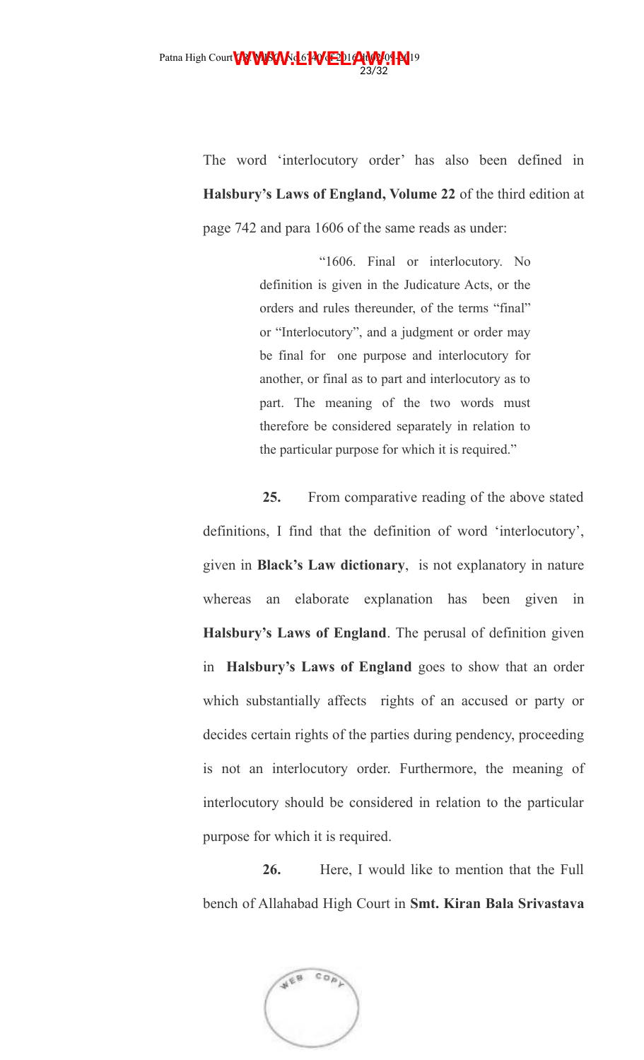The word 'interlocutory order' has also been defined in **Halsbury's Laws of England, Volume 22** of the third edition at page 742 and para 1606 of the same reads as under:

> "1606. Final or interlocutory. No definition is given in the Judicature Acts, or the orders and rules thereunder, of the terms "final" or "Interlocutory", and a judgment or order may be final for one purpose and interlocutory for another, or final as to part and interlocutory as to part. The meaning of the two words must therefore be considered separately in relation to the particular purpose for which it is required."

**25.** From comparative reading of the above stated definitions, I find that the definition of word 'interlocutory', given in **Black's Law dictionary**, is not explanatory in nature whereas an elaborate explanation has been given in **Halsbury's Laws of England**. The perusal of definition given in **Halsbury's Laws of England** goes to show that an order which substantially affects rights of an accused or party or decides certain rights of the parties during pendency, proceeding is not an interlocutory order. Furthermore, the meaning of interlocutory should be considered in relation to the particular purpose for which it is required.

**26.** Here, I would like to mention that the Full bench of Allahabad High Court in **Smt. Kiran Bala Srivastava**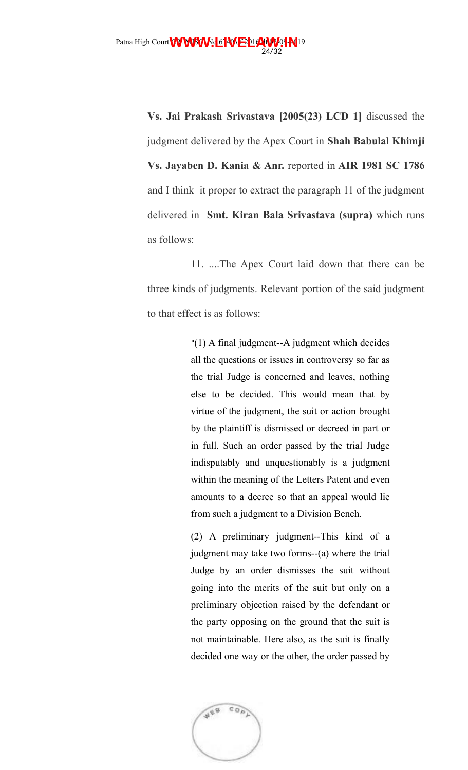**Vs. Jai Prakash Srivastava [2005(23) LCD 1]** discussed the judgment delivered by the Apex Court in **Shah Babulal Khimji Vs. Jayaben D. Kania & Anr.** reported in **AIR 1981 SC 1786** and I think it proper to extract the paragraph 11 of the judgment delivered in **Smt. Kiran Bala Srivastava (supra)** which runs as follows:

11. ....The Apex Court laid down that there can be three kinds of judgments. Relevant portion of the said judgment to that effect is as follows:

> "(1) A final judgment--A judgment which decides all the questions or issues in controversy so far as the trial Judge is concerned and leaves, nothing else to be decided. This would mean that by virtue of the judgment, the suit or action brought by the plaintiff is dismissed or decreed in part or in full. Such an order passed by the trial Judge indisputably and unquestionably is a judgment within the meaning of the Letters Patent and even amounts to a decree so that an appeal would lie from such a judgment to a Division Bench.
>
> (2) A preliminary judgment--This kind of a judgment may take two forms--(a) where the trial Judge by an order dismisses the suit without going into the merits of the suit but only on a preliminary objection raised by the defendant or the party opposing on the ground that the suit is not maintainable. Here also, as the suit is finally decided one way or the other, the order passed by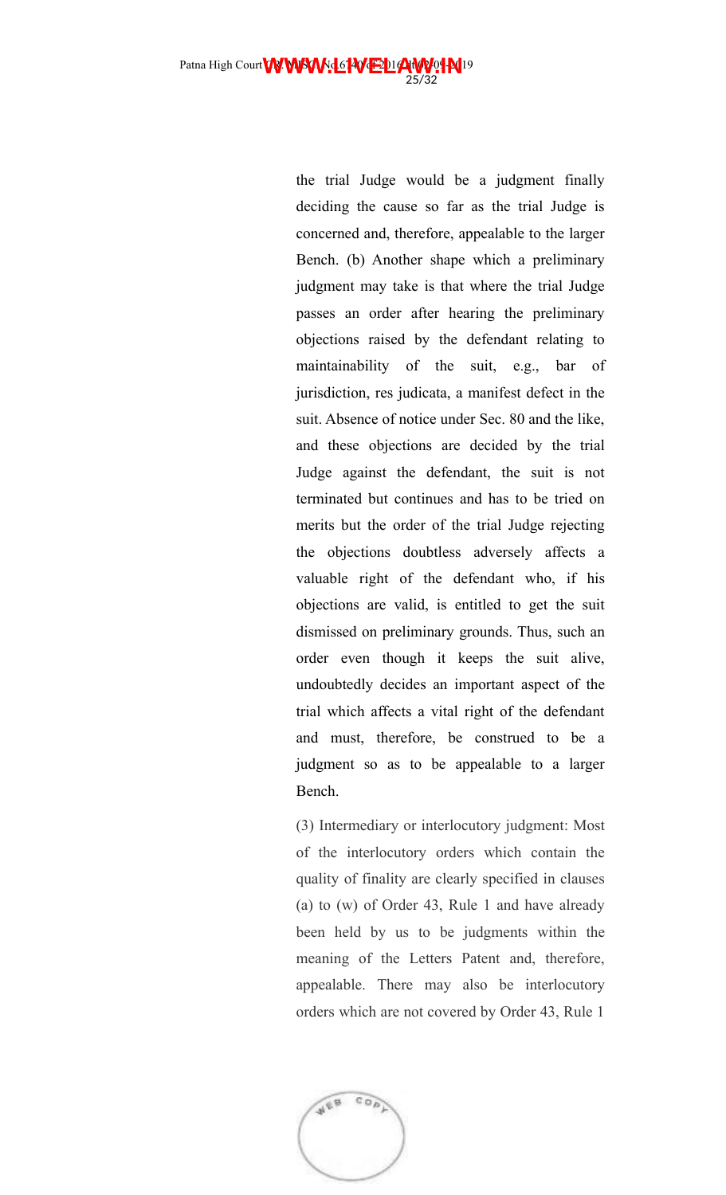the trial Judge would be a judgment finally deciding the cause so far as the trial Judge is concerned and, therefore, appealable to the larger Bench. (b) Another shape which a preliminary judgment may take is that where the trial Judge passes an order after hearing the preliminary objections raised by the defendant relating to maintainability of the suit, e.g., bar of jurisdiction, res judicata, a manifest defect in the suit. Absence of notice under Sec. 80 and the like, and these objections are decided by the trial Judge against the defendant, the suit is not terminated but continues and has to be tried on merits but the order of the trial Judge rejecting the objections doubtless adversely affects a valuable right of the defendant who, if his objections are valid, is entitled to get the suit dismissed on preliminary grounds. Thus, such an order even though it keeps the suit alive, undoubtedly decides an important aspect of the trial which affects a vital right of the defendant and must, therefore, be construed to be a judgment so as to be appealable to a larger Bench.

(3) Intermediary or interlocutory judgment: Most of the interlocutory orders which contain the quality of finality are clearly specified in clauses (a) to (w) of Order 43, Rule 1 and have already been held by us to be judgments within the meaning of the Letters Patent and, therefore, appealable. There may also be interlocutory orders which are not covered by Order 43, Rule 1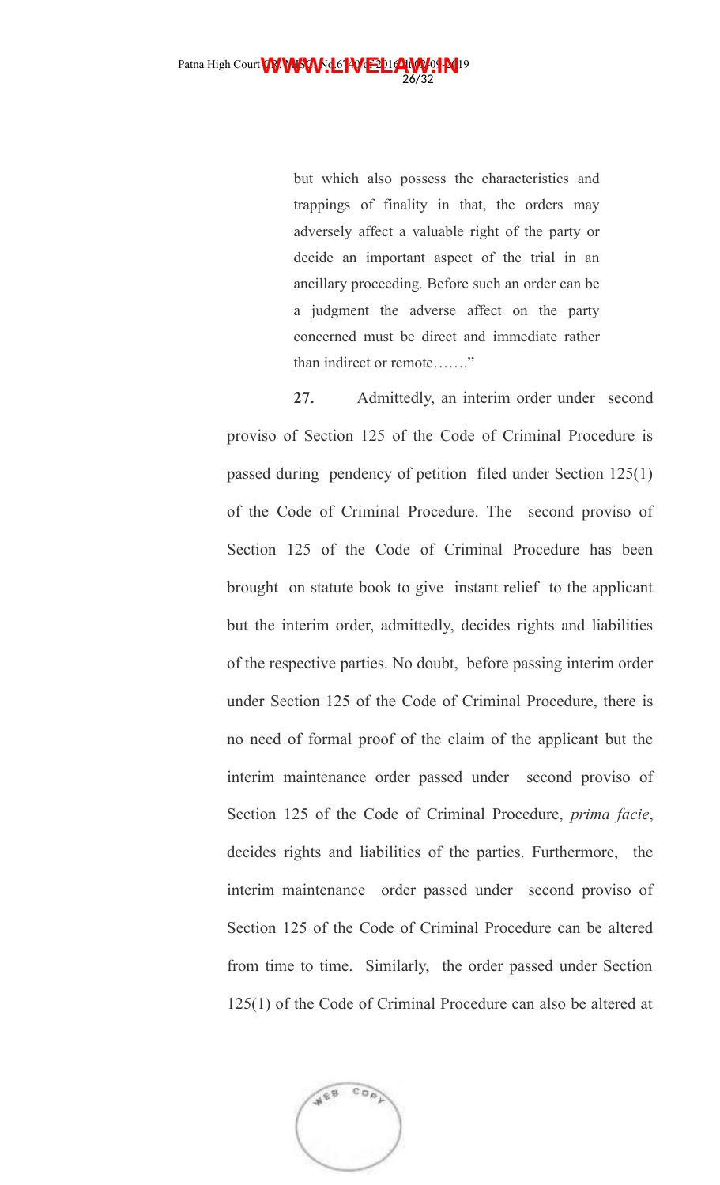> but which also possess the characteristics and trappings of finality in that, the orders may adversely affect a valuable right of the party or decide an important aspect of the trial in an ancillary proceeding. Before such an order can be a judgment the adverse affect on the party concerned must be direct and immediate rather than indirect or remote……."

**27.** Admittedly, an interim order under second proviso of Section 125 of the Code of Criminal Procedure is passed during pendency of petition filed under Section 125(1) of the Code of Criminal Procedure. The second proviso of Section 125 of the Code of Criminal Procedure has been brought on statute book to give instant relief to the applicant but the interim order, admittedly, decides rights and liabilities of the respective parties. No doubt, before passing interim order under Section 125 of the Code of Criminal Procedure, there is no need of formal proof of the claim of the applicant but the interim maintenance order passed under second proviso of Section 125 of the Code of Criminal Procedure, *prima facie*, decides rights and liabilities of the parties. Furthermore, the interim maintenance order passed under second proviso of Section 125 of the Code of Criminal Procedure can be altered from time to time. Similarly, the order passed under Section 125(1) of the Code of Criminal Procedure can also be altered at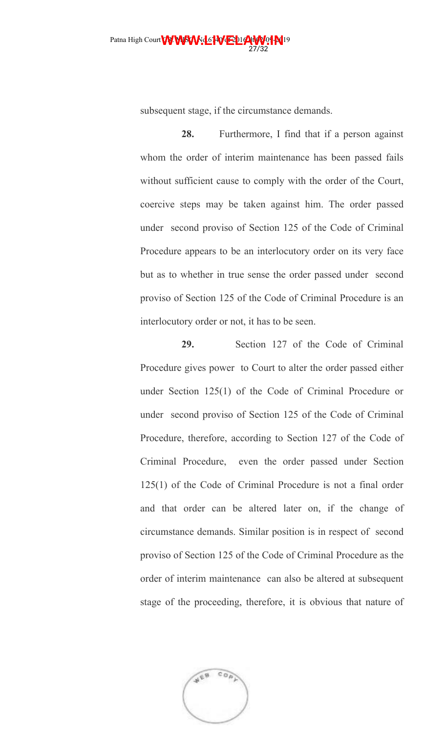subsequent stage, if the circumstance demands.

**28.** Furthermore, I find that if a person against whom the order of interim maintenance has been passed fails without sufficient cause to comply with the order of the Court, coercive steps may be taken against him. The order passed under second proviso of Section 125 of the Code of Criminal Procedure appears to be an interlocutory order on its very face but as to whether in true sense the order passed under second proviso of Section 125 of the Code of Criminal Procedure is an interlocutory order or not, it has to be seen.

**29.** Section 127 of the Code of Criminal Procedure gives power to Court to alter the order passed either under Section 125(1) of the Code of Criminal Procedure or under second proviso of Section 125 of the Code of Criminal Procedure, therefore, according to Section 127 of the Code of Criminal Procedure, even the order passed under Section 125(1) of the Code of Criminal Procedure is not a final order and that order can be altered later on, if the change of circumstance demands. Similar position is in respect of second proviso of Section 125 of the Code of Criminal Procedure as the order of interim maintenance can also be altered at subsequent stage of the proceeding, therefore, it is obvious that nature of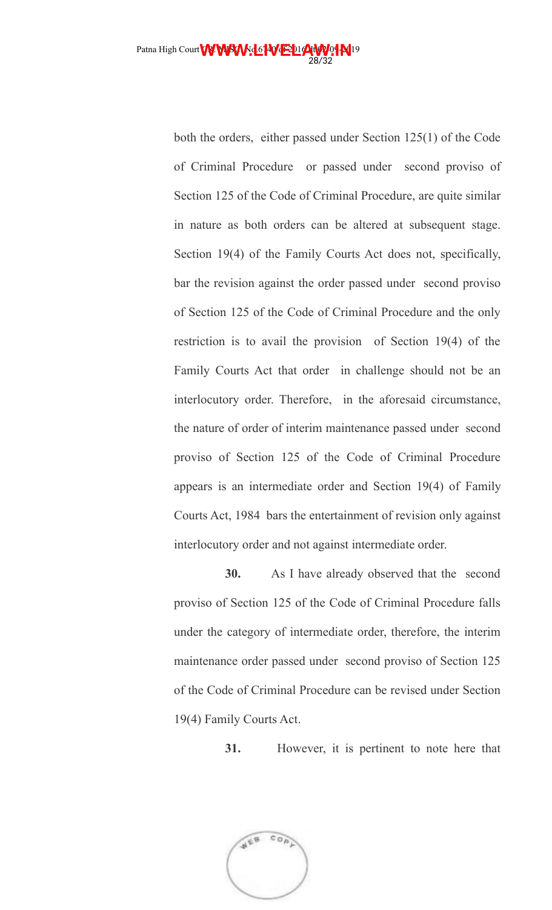both the orders, either passed under Section 125(1) of the Code of Criminal Procedure or passed under second proviso of Section 125 of the Code of Criminal Procedure, are quite similar in nature as both orders can be altered at subsequent stage. Section 19(4) of the Family Courts Act does not, specifically, bar the revision against the order passed under second proviso of Section 125 of the Code of Criminal Procedure and the only restriction is to avail the provision of Section 19(4) of the Family Courts Act that order in challenge should not be an interlocutory order. Therefore, in the aforesaid circumstance, the nature of order of interim maintenance passed under second proviso of Section 125 of the Code of Criminal Procedure appears is an intermediate order and Section 19(4) of Family Courts Act, 1984 bars the entertainment of revision only against interlocutory order and not against intermediate order.

**30.** As I have already observed that the second proviso of Section 125 of the Code of Criminal Procedure falls under the category of intermediate order, therefore, the interim maintenance order passed under second proviso of Section 125 of the Code of Criminal Procedure can be revised under Section 19(4) Family Courts Act.

**31.** However, it is pertinent to note here that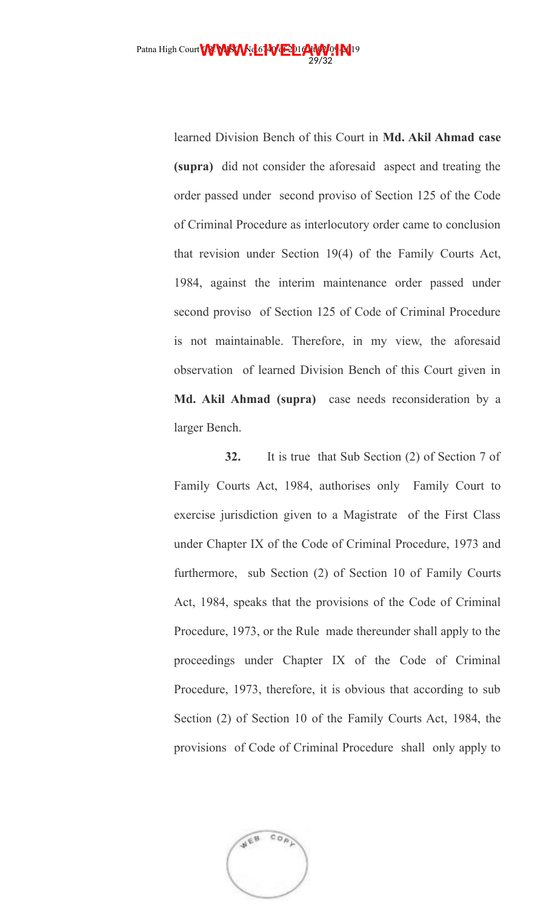learned Division Bench of this Court in **Md. Akil Ahmad case (supra)** did not consider the aforesaid aspect and treating the order passed under second proviso of Section 125 of the Code of Criminal Procedure as interlocutory order came to conclusion that revision under Section 19(4) of the Family Courts Act, 1984, against the interim maintenance order passed under second proviso of Section 125 of Code of Criminal Procedure is not maintainable. Therefore, in my view, the aforesaid observation of learned Division Bench of this Court given in **Md. Akil Ahmad (supra)** case needs reconsideration by a larger Bench.

**32.** It is true that Sub Section (2) of Section 7 of Family Courts Act, 1984, authorises only Family Court to exercise jurisdiction given to a Magistrate of the First Class under Chapter IX of the Code of Criminal Procedure, 1973 and furthermore, sub Section (2) of Section 10 of Family Courts Act, 1984, speaks that the provisions of the Code of Criminal Procedure, 1973, or the Rule made thereunder shall apply to the proceedings under Chapter IX of the Code of Criminal Procedure, 1973, therefore, it is obvious that according to sub Section (2) of Section 10 of the Family Courts Act, 1984, the provisions of Code of Criminal Procedure shall only apply to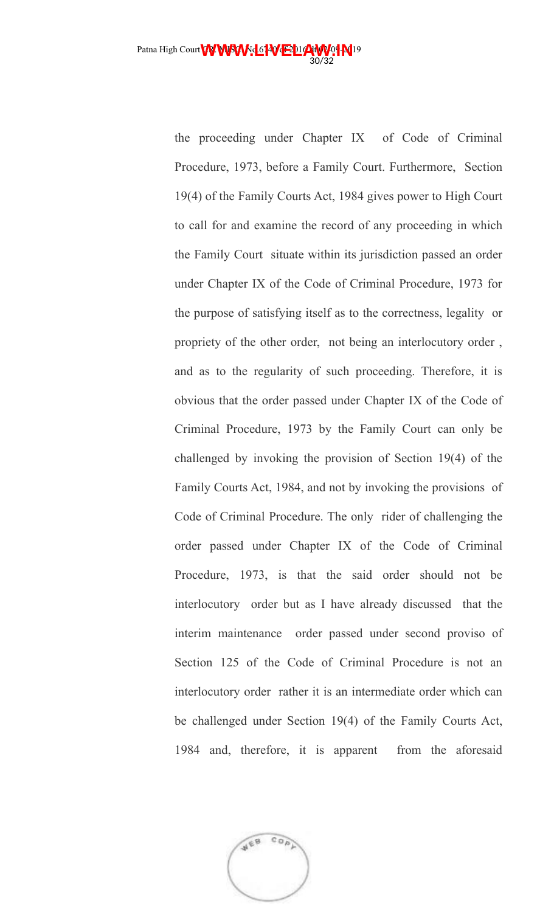the proceeding under Chapter IX of Code of Criminal Procedure, 1973, before a Family Court. Furthermore, Section 19(4) of the Family Courts Act, 1984 gives power to High Court to call for and examine the record of any proceeding in which the Family Court situate within its jurisdiction passed an order under Chapter IX of the Code of Criminal Procedure, 1973 for the purpose of satisfying itself as to the correctness, legality or propriety of the other order, not being an interlocutory order , and as to the regularity of such proceeding. Therefore, it is obvious that the order passed under Chapter IX of the Code of Criminal Procedure, 1973 by the Family Court can only be challenged by invoking the provision of Section 19(4) of the Family Courts Act, 1984, and not by invoking the provisions of Code of Criminal Procedure. The only rider of challenging the order passed under Chapter IX of the Code of Criminal Procedure, 1973, is that the said order should not be interlocutory order but as I have already discussed that the interim maintenance order passed under second proviso of Section 125 of the Code of Criminal Procedure is not an interlocutory order rather it is an intermediate order which can be challenged under Section 19(4) of the Family Courts Act, 1984 and, therefore, it is apparent from the aforesaid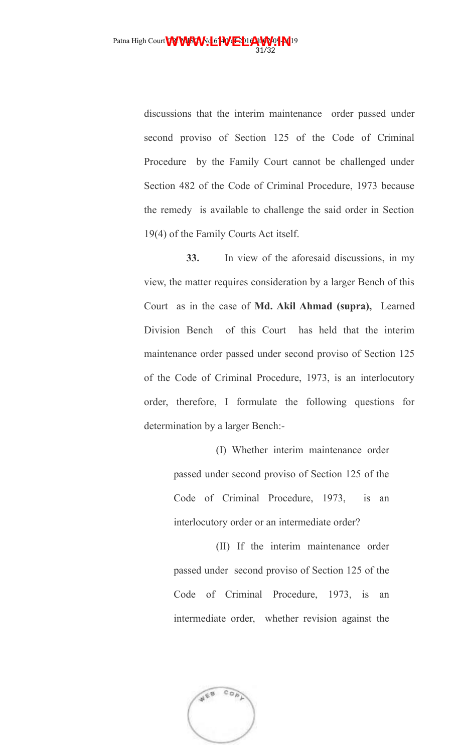discussions that the interim maintenance order passed under second proviso of Section 125 of the Code of Criminal Procedure by the Family Court cannot be challenged under Section 482 of the Code of Criminal Procedure, 1973 because the remedy is available to challenge the said order in Section 19(4) of the Family Courts Act itself.

**33.** In view of the aforesaid discussions, in my view, the matter requires consideration by a larger Bench of this Court as in the case of **Md. Akil Ahmad (supra),** Learned Division Bench of this Court has held that the interim maintenance order passed under second proviso of Section 125 of the Code of Criminal Procedure, 1973, is an interlocutory order, therefore, I formulate the following questions for determination by a larger Bench:-

> (I) Whether interim maintenance order passed under second proviso of Section 125 of the Code of Criminal Procedure, 1973, is an interlocutory order or an intermediate order?
>
> (II) If the interim maintenance order passed under second proviso of Section 125 of the Code of Criminal Procedure, 1973, is an intermediate order, whether revision against the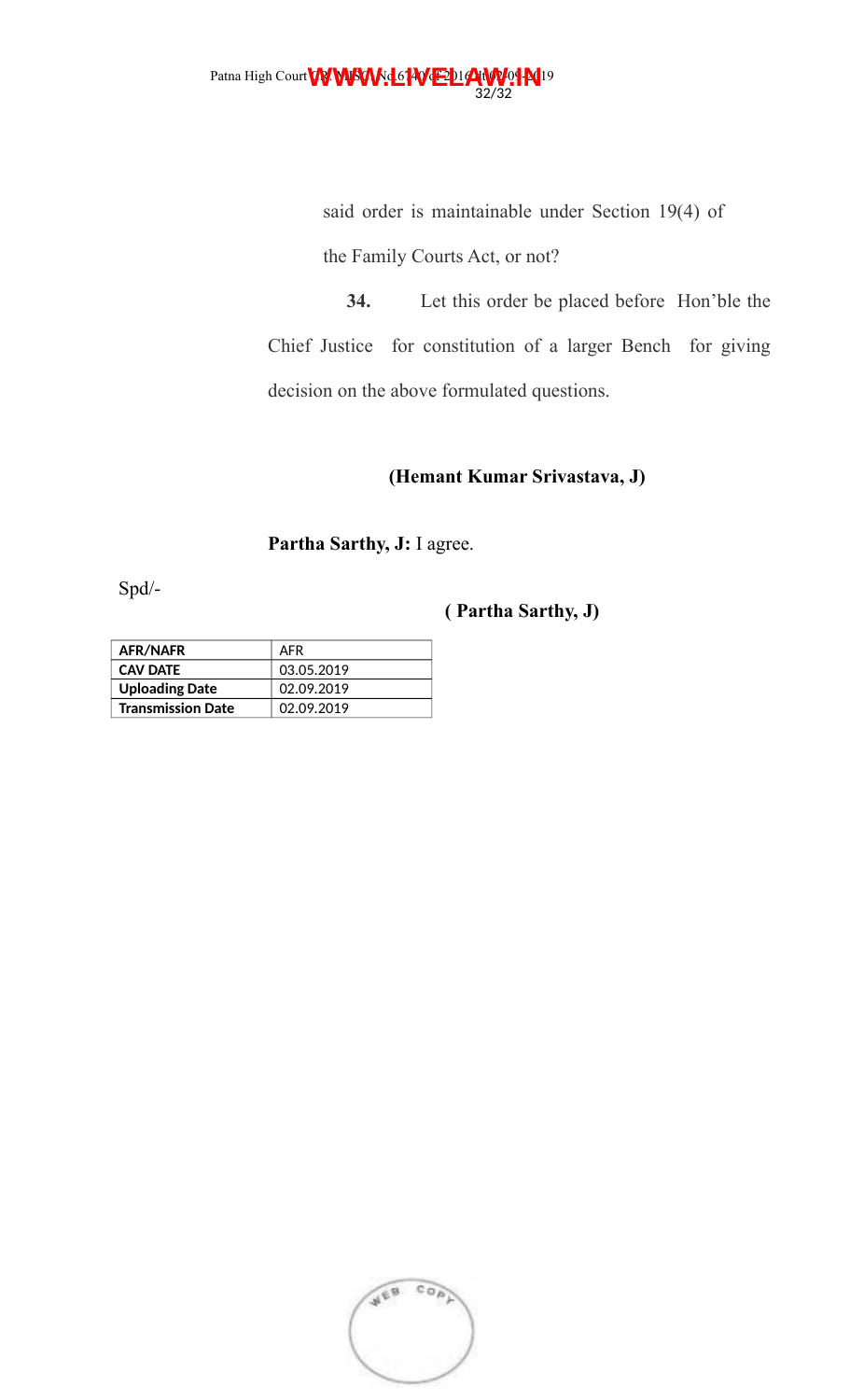said order is maintainable under Section 19(4) of the Family Courts Act, or not?

**34.** Let this order be placed before Hon'ble the Chief Justice for constitution of a larger Bench for giving decision on the above formulated questions.

**(Hemant Kumar Srivastava, J)**

**Partha Sarthy, J:** I agree.

Spd/-

**( Partha Sarthy, J)**

| | |
|---|---|
| **AFR/NAFR** | AFR |
| **CAV DATE** | 03.05.2019 |
| **Uploading Date** | 02.09.2019 |
| **Transmission Date** | 02.09.2019 |